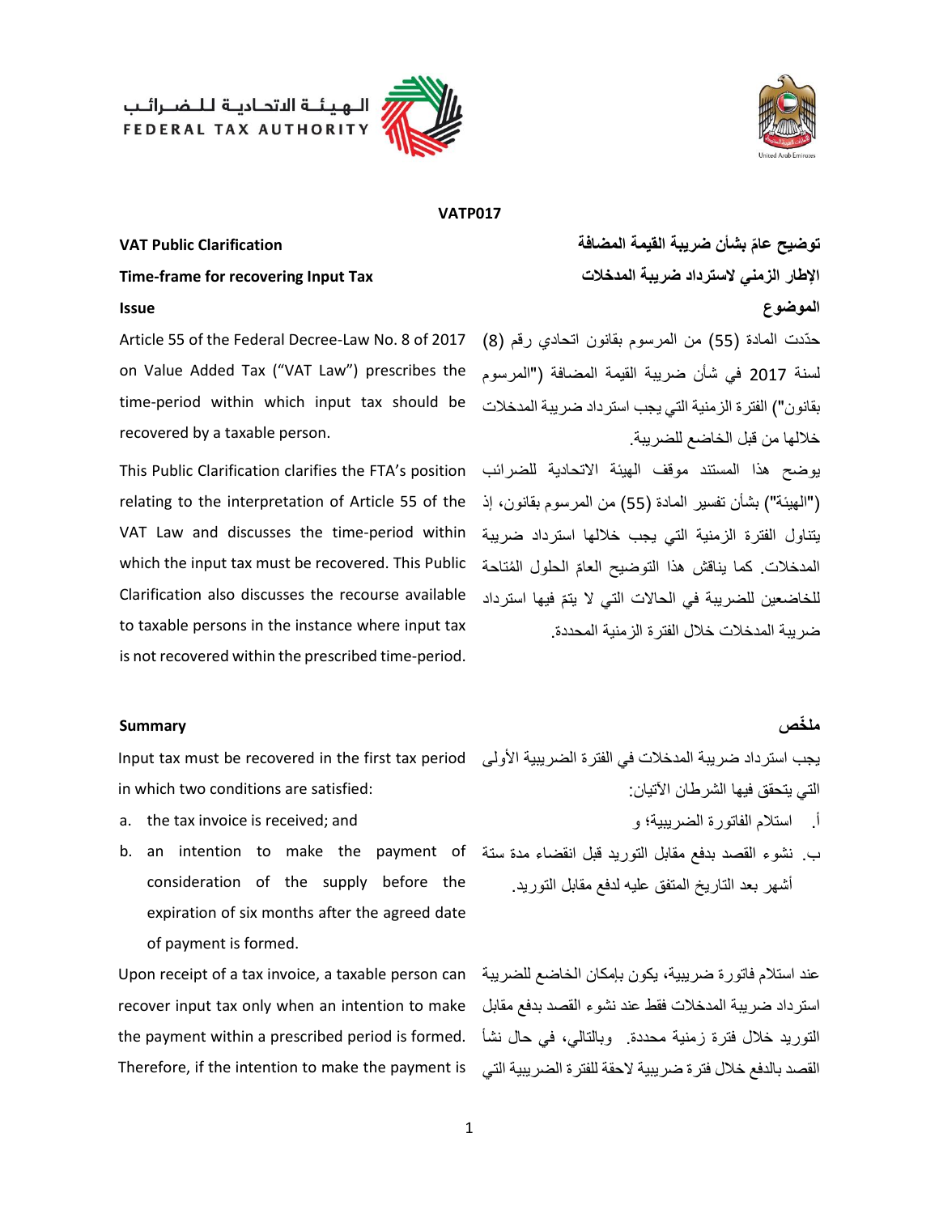الـهـيـئـة الاتحـاديـة لـلـضـرائـب
FEDERAL TAX AUTHORITY

**VATP017**

**VAT Public Clarification**

**Time-frame for recovering Input Tax**

**Issue**

Article 55 of the Federal Decree-Law No. 8 of 2017 on Value Added Tax ("VAT Law") prescribes the time-period within which input tax should be recovered by a taxable person.

This Public Clarification clarifies the FTA's position relating to the interpretation of Article 55 of the VAT Law and discusses the time-period within which the input tax must be recovered. This Public Clarification also discusses the recourse available to taxable persons in the instance where input tax is not recovered within the prescribed time-period.

**Summary**

Input tax must be recovered in the first tax period in which two conditions are satisfied:

a. the tax invoice is received; and
b. an intention to make the payment of consideration of the supply before the expiration of six months after the agreed date of payment is formed.

Upon receipt of a tax invoice, a taxable person can recover input tax only when an intention to make the payment within a prescribed period is formed. Therefore, if the intention to make the payment is

**توضيح عامّ بشأن ضريبة القيمة المضافة**

**الإطار الزمني لاسترداد ضريبة المدخلات**

**الموضوع**

حدّدت المادة (55) من المرسوم بقانون اتحادي رقم (8) لسنة 2017 في شأن ضريبة القيمة المضافة ("المرسوم بقانون") الفترة الزمنية التي يجب استرداد ضريبة المدخلات خلالها من قبل الخاضع للضريبة.

يوضح هذا المستند موقف الهيئة الاتحادية للضرائب ("الهيئة") بشأن تفسير المادة (55) من المرسوم بقانون، إذ يتناول الفترة الزمنية التي يجب خلالها استرداد ضريبة المدخلات. كما يناقش هذا التوضيح العامّ الحلول المُتاحة للخاضعين للضريبة في الحالات التي لا يتمّ فيها استرداد ضريبة المدخلات خلال الفترة الزمنية المحددة.

**ملخّص**

يجب استرداد ضريبة المدخلات في الفترة الضريبية الأولى التي يتحقق فيها الشرطان الآتيان:

أ. استلام الفاتورة الضريبية؛ و
ب. نشوء القصد بدفع مقابل التوريد قبل انقضاء مدة ستة أشهر بعد التاريخ المتفق عليه لدفع مقابل التوريد.

عند استلام فاتورة ضريبية، يكون بإمكان الخاضع للضريبة استرداد ضريبة المدخلات فقط عند نشوء القصد بدفع مقابل التوريد خلال فترة زمنية محددة. وبالتالي، في حال نشأ القصد بالدفع خلال فترة ضريبية لاحقة للفترة الضريبية التي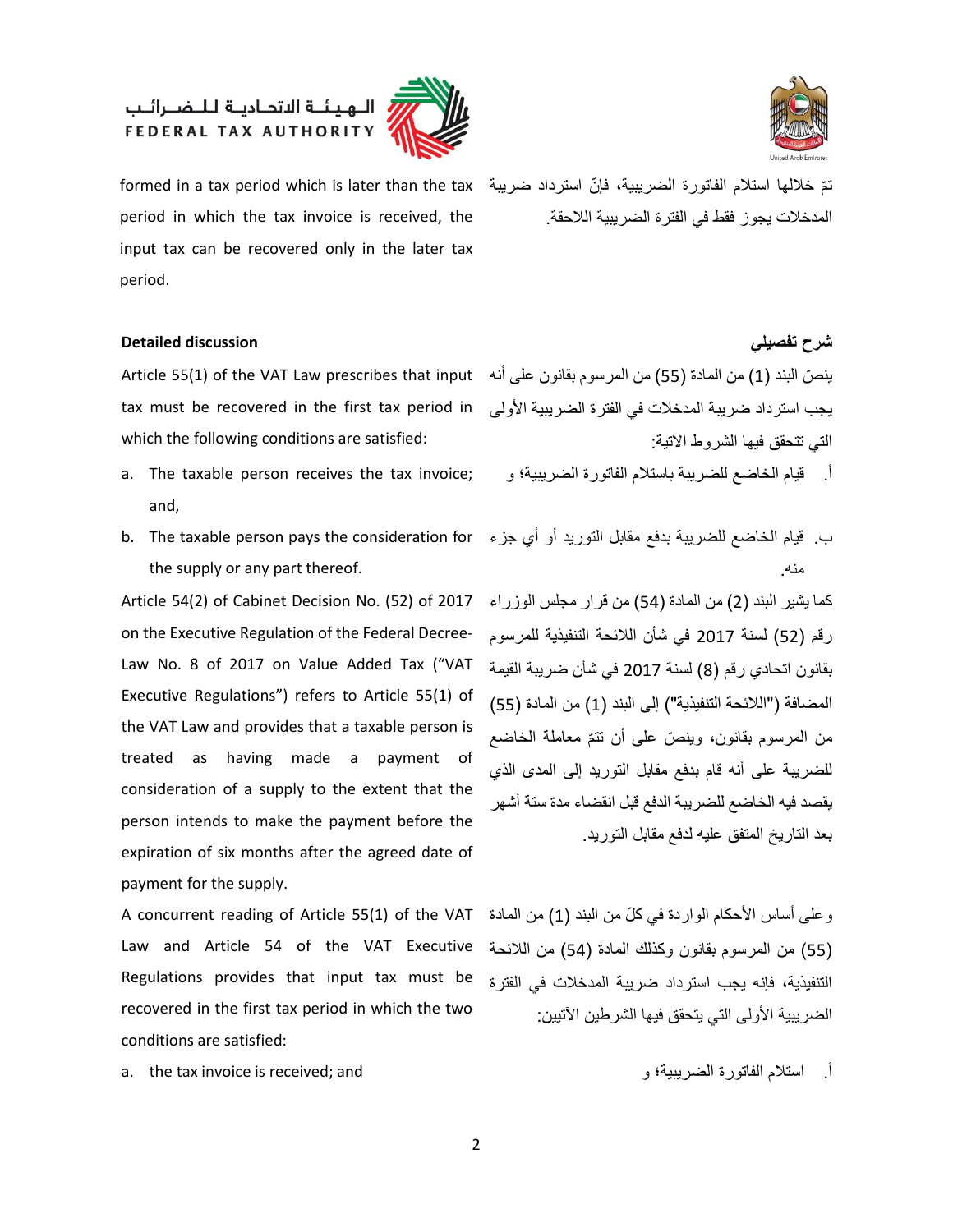formed in a tax period which is later than the tax period in which the tax invoice is received, the input tax can be recovered only in the later tax period.

تمّ خلالها استلام الفاتورة الضريبية، فإنّ استرداد ضريبة المدخلات يجوز فقط في الفترة الضريبية اللاحقة.

**Detailed discussion**

**شرح تفصيلي**

Article 55(1) of the VAT Law prescribes that input tax must be recovered in the first tax period in which the following conditions are satisfied:

a. The taxable person receives the tax invoice; and,
b. The taxable person pays the consideration for the supply or any part thereof.

ينصّ البند (1) من المادة (55) من المرسوم بقانون على أنه يجب استرداد ضريبة المدخلات في الفترة الضريبية الأولى التي تتحقق فيها الشروط الآتية:

أ. قيام الخاضع للضريبة باستلام الفاتورة الضريبية؛ و
ب. قيام الخاضع للضريبة بدفع مقابل التوريد أو أي جزء منه.

Article 54(2) of Cabinet Decision No. (52) of 2017 on the Executive Regulation of the Federal Decree-Law No. 8 of 2017 on Value Added Tax ("VAT Executive Regulations") refers to Article 55(1) of the VAT Law and provides that a taxable person is treated as having made a payment of consideration of a supply to the extent that the person intends to make the payment before the expiration of six months after the agreed date of payment for the supply.

كما يشير البند (2) من المادة (54) من قرار مجلس الوزراء رقم (52) لسنة 2017 في شأن اللائحة التنفيذية للمرسوم بقانون اتحادي رقم (8) لسنة 2017 في شأن ضريبة القيمة المضافة ("اللائحة التنفيذية") إلى البند (1) من المادة (55) من المرسوم بقانون، وينصّ على أن تتمّ معاملة الخاضع للضريبة على أنه قام بدفع مقابل التوريد إلى المدى الذي يقصد فيه الخاضع للضريبة الدفع قبل انقضاء مدة ستة أشهر بعد التاريخ المتفق عليه لدفع مقابل التوريد.

A concurrent reading of Article 55(1) of the VAT Law and Article 54 of the VAT Executive Regulations provides that input tax must be recovered in the first tax period in which the two conditions are satisfied:

a. the tax invoice is received; and

وعلى أساس الأحكام الواردة في كلّ من البند (1) من المادة (55) من المرسوم بقانون وكذلك المادة (54) من اللائحة التنفيذية، فإنه يجب استرداد ضريبة المدخلات في الفترة الضريبية الأولى التي يتحقق فيها الشرطين الآتيين:

أ. استلام الفاتورة الضريبية؛ و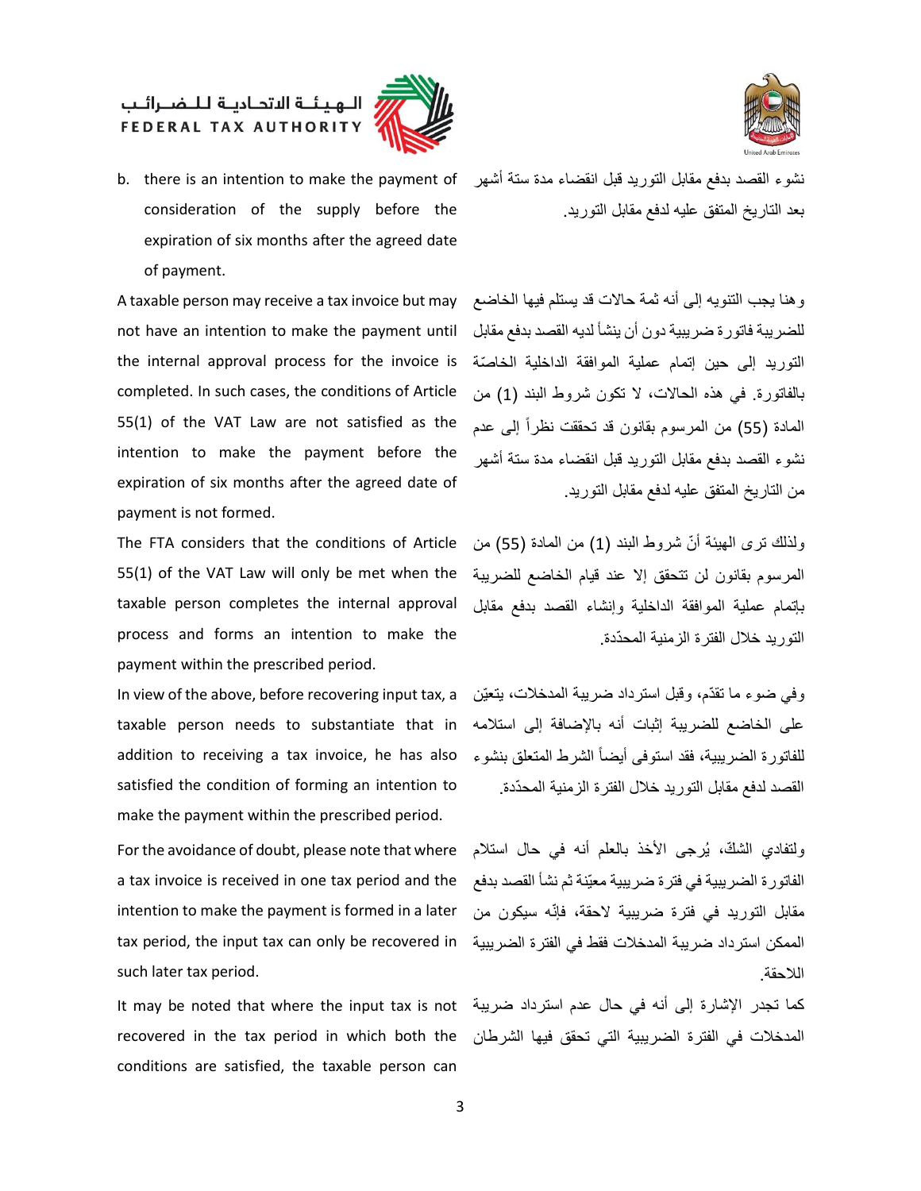b. there is an intention to make the payment of consideration of the supply before the expiration of six months after the agreed date of payment.

نشوء القصد بدفع مقابل التوريد قبل انقضاء مدة ستة أشهر بعد التاريخ المتفق عليه لدفع مقابل التوريد.

A taxable person may receive a tax invoice but may not have an intention to make the payment until the internal approval process for the invoice is completed. In such cases, the conditions of Article 55(1) of the VAT Law are not satisfied as the intention to make the payment before the expiration of six months after the agreed date of payment is not formed.

وهنا يجب التنويه إلى أنه ثمة حالات قد يستلم فيها الخاضع للضريبة فاتورة ضريبية دون أن ينشأ لديه القصد بدفع مقابل التوريد إلى حين إتمام عملية الموافقة الداخلية الخاصّة بالفاتورة. في هذه الحالات، لا تكون شروط البند (1) من المادة (55) من المرسوم بقانون قد تحققت نظراً إلى عدم نشوء القصد بدفع مقابل التوريد قبل انقضاء مدة ستة أشهر من التاريخ المتفق عليه لدفع مقابل التوريد.

The FTA considers that the conditions of Article 55(1) of the VAT Law will only be met when the taxable person completes the internal approval process and forms an intention to make the payment within the prescribed period.

ولذلك ترى الهيئة أنّ شروط البند (1) من المادة (55) من المرسوم بقانون لن تتحقق إلا عند قيام الخاضع للضريبة بإتمام عملية الموافقة الداخلية وإنشاء القصد بدفع مقابل التوريد خلال الفترة الزمنية المحدّدة.

In view of the above, before recovering input tax, a taxable person needs to substantiate that in addition to receiving a tax invoice, he has also satisfied the condition of forming an intention to make the payment within the prescribed period.

وفي ضوء ما تقدّم، وقبل استرداد ضريبة المدخلات، يتعيّن على الخاضع للضريبة إثبات أنه بالإضافة إلى استلامه للفاتورة الضريبية، فقد استوفى أيضاً الشرط المتعلق بنشوء القصد لدفع مقابل التوريد خلال الفترة الزمنية المحدّدة.

For the avoidance of doubt, please note that where a tax invoice is received in one tax period and the intention to make the payment is formed in a later tax period, the input tax can only be recovered in such later tax period.

ولتفادي الشكّ، يُرجى الأخذ بالعلم أنه في حال استلام الفاتورة الضريبية في فترة ضريبية معيّنة ثم نشأ القصد بدفع مقابل التوريد في فترة ضريبية لاحقة، فإنّه سيكون من الممكن استرداد ضريبة المدخلات فقط في الفترة الضريبية اللاحقة.

It may be noted that where the input tax is not recovered in the tax period in which both the conditions are satisfied, the taxable person can

كما تجدر الإشارة إلى أنه في حال عدم استرداد ضريبة المدخلات في الفترة الضريبية التي تحقق فيها الشرطان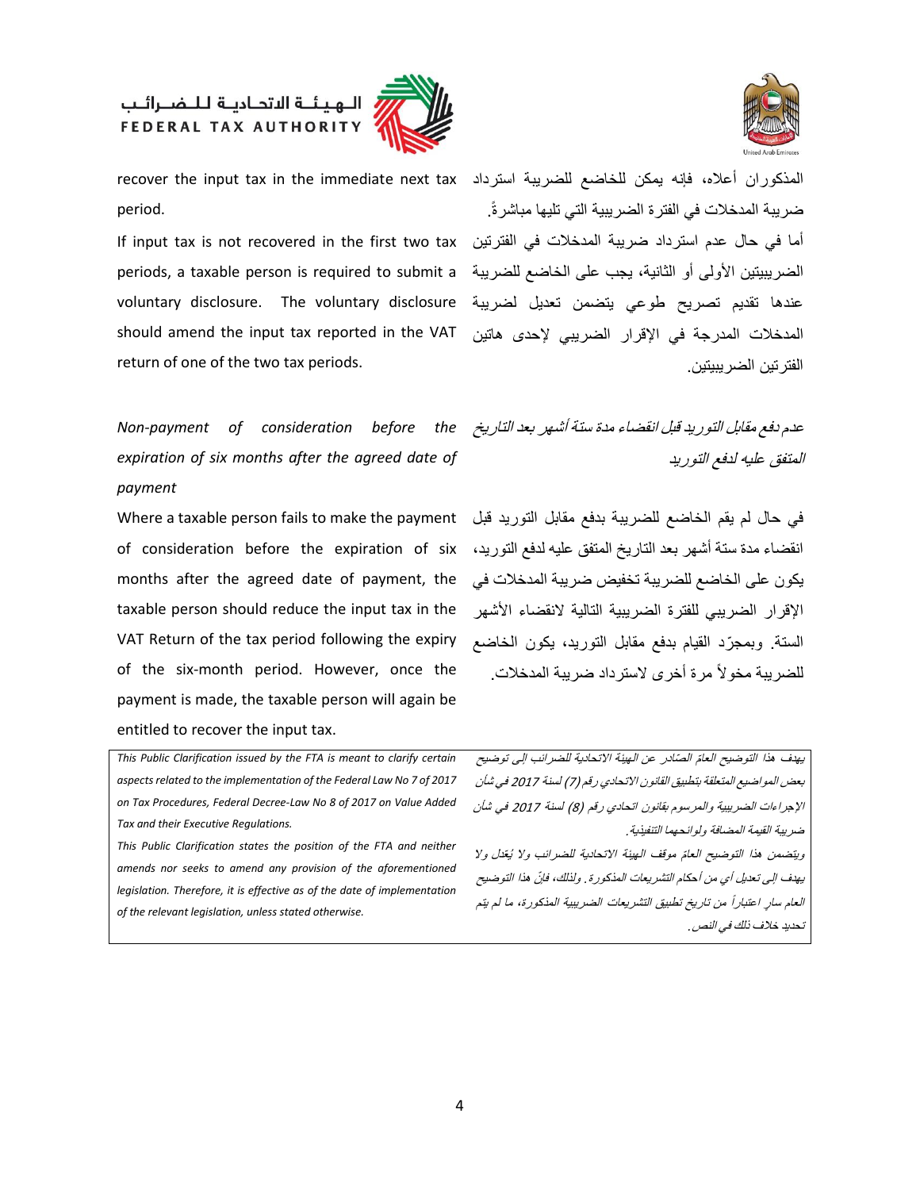recover the input tax in the immediate next tax period.

If input tax is not recovered in the first two tax periods, a taxable person is required to submit a voluntary disclosure. The voluntary disclosure should amend the input tax reported in the VAT return of one of the two tax periods.

*Non-payment of consideration before the expiration of six months after the agreed date of payment*

Where a taxable person fails to make the payment of consideration before the expiration of six months after the agreed date of payment, the taxable person should reduce the input tax in the VAT Return of the tax period following the expiry of the six-month period. However, once the payment is made, the taxable person will again be entitled to recover the input tax.

المذكوران أعلاه، فإنه يمكن للخاضع للضريبة استرداد ضريبة المدخلات في الفترة الضريبية التي تليها مباشرةً.

أما في حال عدم استرداد ضريبة المدخلات في الفترتين الضريبيتين الأولى أو الثانية، يجب على الخاضع للضريبة عندها تقديم تصريح طوعي يتضمن تعديل لضريبة المدخلات المدرجة في الإقرار الضريبي لإحدى هاتين الفترتين الضريبيتين.

*عدم دفع مقابل التوريد قبل انقضاء مدة ستة أشهر بعد التاريخ المتفق عليه لدفع التوريد*

في حال لم يقم الخاضع للضريبة بدفع مقابل التوريد قبل انقضاء مدة ستة أشهر بعد التاريخ المتفق عليه لدفع التوريد، يكون على الخاضع للضريبة تخفيض ضريبة المدخلات في الإقرار الضريبي للفترة الضريبية التالية لانقضاء الأشهر الستة. وبمجرّد القيام بدفع مقابل التوريد، يكون الخاضع للضريبة مخولاً مرة أخرى لاسترداد ضريبة المدخلات.

*This Public Clarification issued by the FTA is meant to clarify certain aspects related to the implementation of the Federal Law No 7 of 2017 on Tax Procedures, Federal Decree-Law No 8 of 2017 on Value Added Tax and their Executive Regulations.*

*This Public Clarification states the position of the FTA and neither amends nor seeks to amend any provision of the aforementioned legislation. Therefore, it is effective as of the date of implementation of the relevant legislation, unless stated otherwise.*

*يهدف هذا التوضيح العامّ الصّادر عن الهيئة الاتحادية للضرائب إلى توضيح بعض المواضيع المتعلقة بتطبيق القانون الاتحادي رقم (7) لسنة 2017 في شأن الإجراءات الضريبية والمرسوم بقانون اتحادي رقم (8) لسنة 2017 في شأن ضريبة القيمة المضافة ولوائحهما التنفيذية.*

*ويتضمن هذا التوضيح العامّ موقف الهيئة الاتحادية للضرائب ولا يُعَدل ولا يهدف إلى تعديل أي من أحكام التشريعات المذكورة. ولذلك، فإنّ هذا التوضيح العام سار اعتباراً من تاريخ تطبيق التشريعات الضريبية المذكورة، ما لم يتم تحديد خلاف ذلك في النص.*